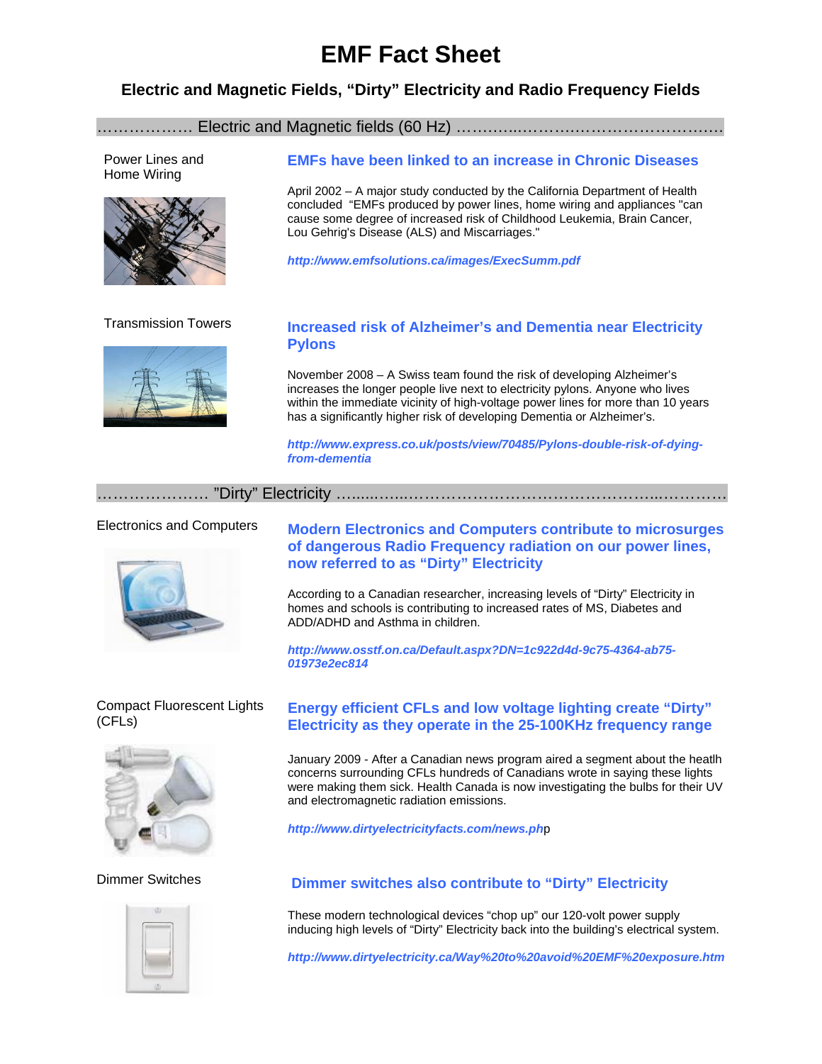# EMF Fact Sheet

## Electric and Magnetic Fields, "Dirty" Electricity and Radio Frequency Fields

### Electric and Magnetic fields (60 Hz)

Power Lines and Home Wiring

#### EMFs have been linked to an increase in Chronic Diseases

April 2002 – A major study conducted by the California Department of Health concluded "EMFs produced by power lines, home wiring and appliances "can cause some degree of increased risk of Childhood Leukemia, Brain Cancer, Lou Gehrig's Disease (ALS) and Miscarriages."

***http://www.emfsolutions.ca/images/ExecSumm.pdf***

Transmission Towers

#### Increased risk of Alzheimer's and Dementia near Electricity Pylons

November 2008 – A Swiss team found the risk of developing Alzheimer's increases the longer people live next to electricity pylons. Anyone who lives within the immediate vicinity of high-voltage power lines for more than 10 years has a significantly higher risk of developing Dementia or Alzheimer's.

***http://www.express.co.uk/posts/view/70485/Pylons-double-risk-of-dying-from-dementia***

### "Dirty" Electricity

Electronics and Computers

#### Modern Electronics and Computers contribute to microsurges of dangerous Radio Frequency radiation on our power lines, now referred to as "Dirty" Electricity

According to a Canadian researcher, increasing levels of "Dirty" Electricity in homes and schools is contributing to increased rates of MS, Diabetes and ADD/ADHD and Asthma in children.

***http://www.osstf.on.ca/Default.aspx?DN=1c922d4d-9c75-4364-ab75-01973e2ec814***

Compact Fluorescent Lights (CFLs)

#### Energy efficient CFLs and low voltage lighting create "Dirty" Electricity as they operate in the 25-100KHz frequency range

January 2009 - After a Canadian news program aired a segment about the heatlh concerns surrounding CFLs hundreds of Canadians wrote in saying these lights were making them sick. Health Canada is now investigating the bulbs for their UV and electromagnetic radiation emissions.

***http://www.dirtyelectricityfacts.com/news.ph***p

Dimmer Switches

#### Dimmer switches also contribute to "Dirty" Electricity

These modern technological devices "chop up" our 120-volt power supply inducing high levels of "Dirty" Electricity back into the building's electrical system.

***http://www.dirtyelectricity.ca/Way%20to%20avoid%20EMF%20exposure.htm***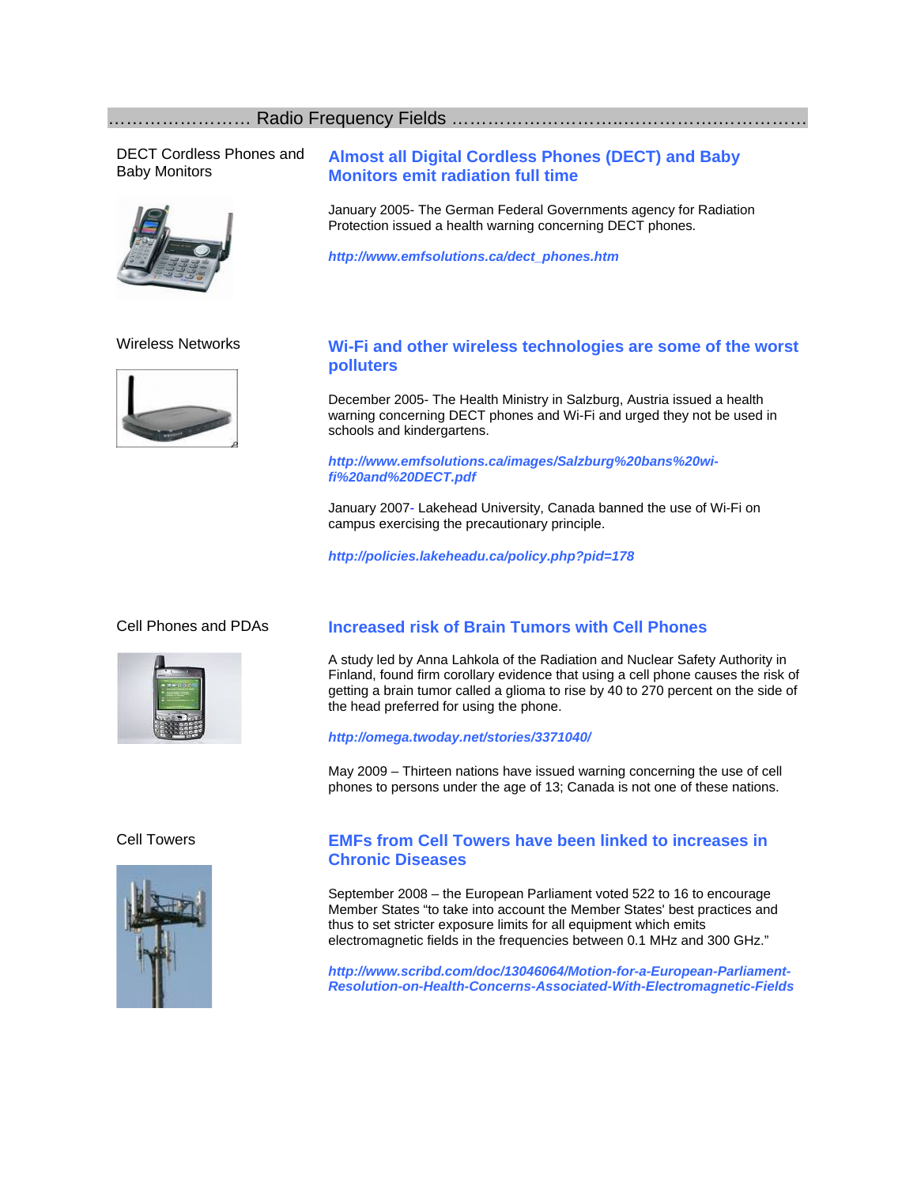## Radio Frequency Fields

DECT Cordless Phones and Baby Monitors

### Almost all Digital Cordless Phones (DECT) and Baby Monitors emit radiation full time

January 2005- The German Federal Governments agency for Radiation Protection issued a health warning concerning DECT phones.

***http://www.emfsolutions.ca/dect_phones.htm***

Wireless Networks

### Wi-Fi and other wireless technologies are some of the worst polluters

December 2005- The Health Ministry in Salzburg, Austria issued a health warning concerning DECT phones and Wi-Fi and urged they not be used in schools and kindergartens.

***http://www.emfsolutions.ca/images/Salzburg%20bans%20wi-fi%20and%20DECT.pdf***

January 2007- Lakehead University, Canada banned the use of Wi-Fi on campus exercising the precautionary principle.

***http://policies.lakeheadu.ca/policy.php?pid=178***

Cell Phones and PDAs

### Increased risk of Brain Tumors with Cell Phones

A study led by Anna Lahkola of the Radiation and Nuclear Safety Authority in Finland, found firm corollary evidence that using a cell phone causes the risk of getting a brain tumor called a glioma to rise by 40 to 270 percent on the side of the head preferred for using the phone.

***http://omega.twoday.net/stories/3371040/***

May 2009 – Thirteen nations have issued warning concerning the use of cell phones to persons under the age of 13; Canada is not one of these nations.

Cell Towers

### EMFs from Cell Towers have been linked to increases in Chronic Diseases

September 2008 – the European Parliament voted 522 to 16 to encourage Member States "to take into account the Member States' best practices and thus to set stricter exposure limits for all equipment which emits electromagnetic fields in the frequencies between 0.1 MHz and 300 GHz."

***http://www.scribd.com/doc/13046064/Motion-for-a-European-Parliament-Resolution-on-Health-Concerns-Associated-With-Electromagnetic-Fields***